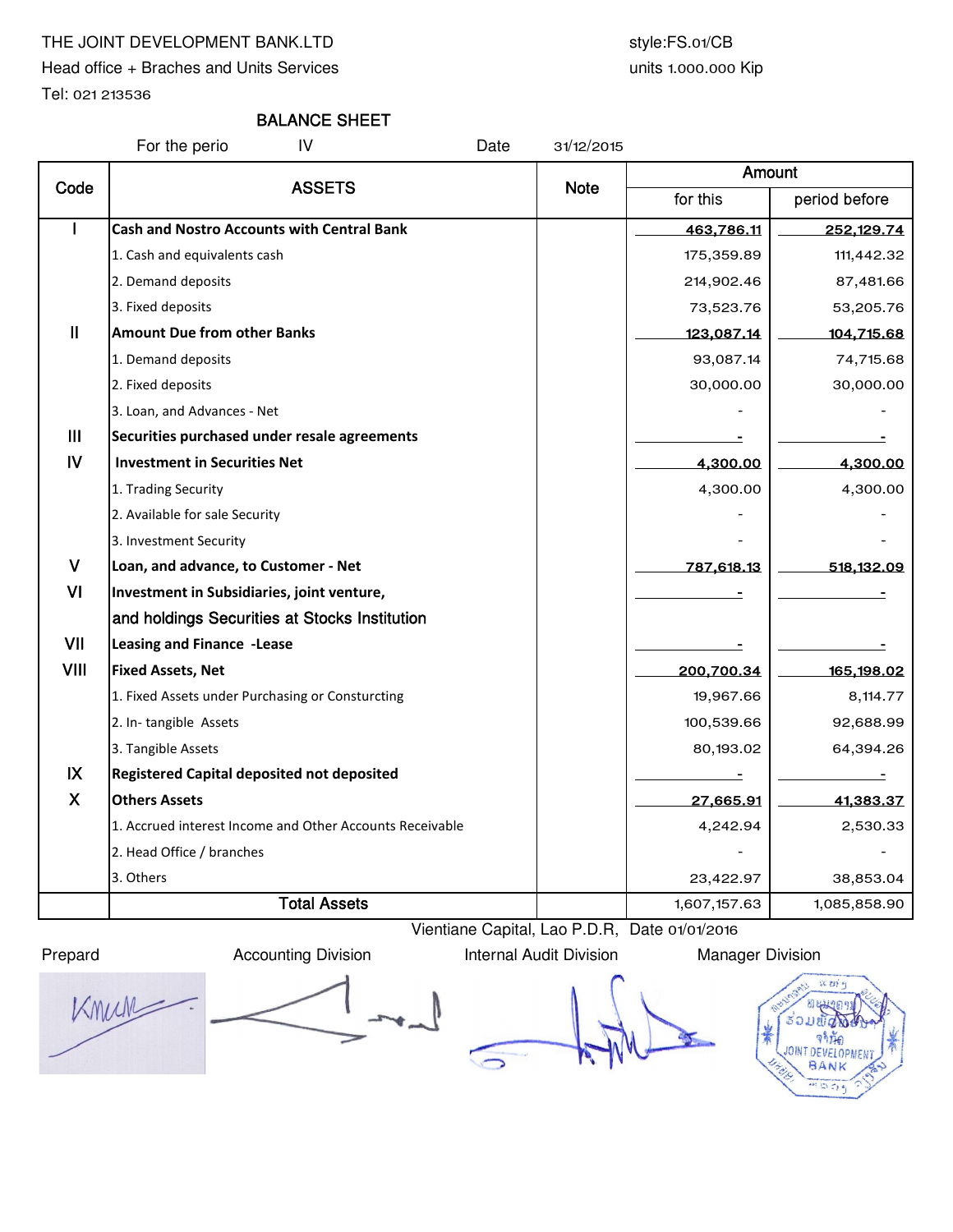THE JOINT DEVELOPMENT BANK.LTD

Head office + Braches and Units Services

Tel: 021 213536

style:FS.01/CB

units 1.000.000 Kip

# BALANCE SHEET

For the perio IV Date 31/12/2015

| Code | ASSETS | Note | Amount | |
|---|---|---|---|---|
| | | | for this | period before |
| I | **Cash and Nostro Accounts with Central Bank** | | 463,786.11 | 252,129.74 |
| | 1. Cash and equivalents cash | | 175,359.89 | 111,442.32 |
| | 2. Demand deposits | | 214,902.46 | 87,481.66 |
| | 3. Fixed deposits | | 73,523.76 | 53,205.76 |
| II | **Amount Due from other Banks** | | 123,087.14 | 104,715.68 |
| | 1. Demand deposits | | 93,087.14 | 74,715.68 |
| | 2. Fixed deposits | | 30,000.00 | 30,000.00 |
| | 3. Loan, and Advances - Net | | - | - |
| III | **Securities purchased under resale agreements** | | - | - |
| IV | **Investment in Securities Net** | | 4,300.00 | 4,300.00 |
| | 1. Trading Security | | 4,300.00 | 4,300.00 |
| | 2. Available for sale Security | | - | - |
| | 3. Investment Security | | - | - |
| V | **Loan, and advance, to Customer - Net** | | 787,618.13 | 518,132.09 |
| VI | **Investment in Subsidiaries, joint venture, and holdings Securities at Stocks Institution** | | - | - |
| VII | **Leasing and Finance -Lease** | | - | - |
| VIII | **Fixed Assets, Net** | | 200,700.34 | 165,198.02 |
| | 1. Fixed Assets under Purchasing or Consturcting | | 19,967.66 | 8,114.77 |
| | 2. In- tangible Assets | | 100,539.66 | 92,688.99 |
| | 3. Tangible Assets | | 80,193.02 | 64,394.26 |
| IX | **Registered Capital deposited not deposited** | | - | - |
| X | **Others Assets** | | 27,665.91 | 41,383.37 |
| | 1. Accrued interest Income and Other Accounts Receivable | | 4,242.94 | 2,530.33 |
| | 2. Head Office / branches | | - | - |
| | 3. Others | | 23,422.97 | 38,853.04 |
| | **Total Assets** | | 1,607,157.63 | 1,085,858.90 |

Vientiane Capital, Lao P.D.R, Date 01/01/2016

| Prepard | Accounting Division | Internal Audit Division | Manager Division |
|---|---|---|---|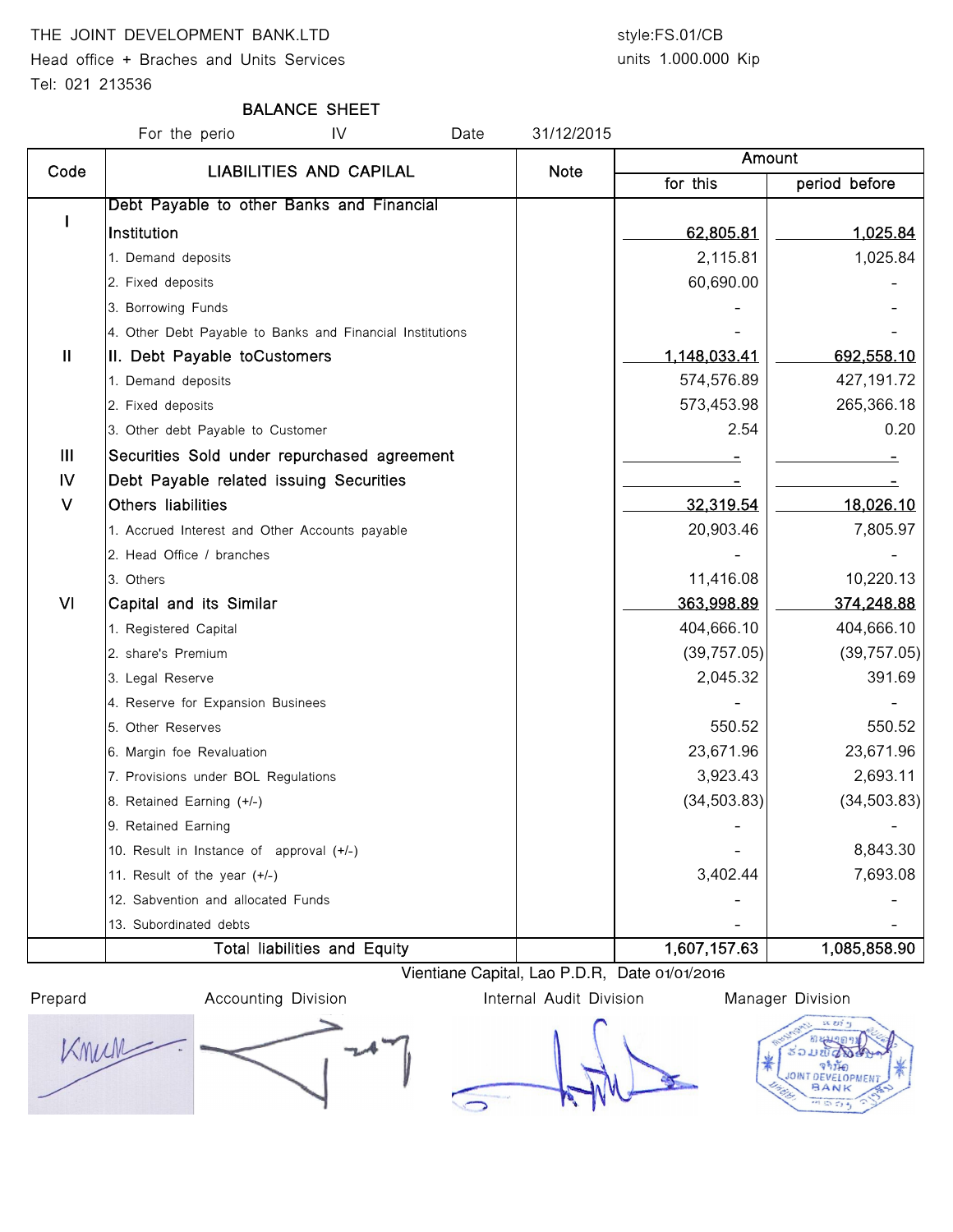THE JOINT DEVELOPMENT BANK.LTD

Head office + Braches and Units Services

Tel: 021 213536

style:FS.01/CB

units 1.000.000 Kip

## BALANCE SHEET

For the perio IV Date 31/12/2015

| Code | LIABILITIES AND CAPILAL | Note | Amount | |
|---|---|---|---|---|
| | | | for this | period before |
| I | Debt Payable to other Banks and Financial Institution | | 62,805.81 | 1,025.84 |
| | 1. Demand deposits | | 2,115.81 | 1,025.84 |
| | 2. Fixed deposits | | 60,690.00 | - |
| | 3. Borrowing Funds | | - | - |
| | 4. Other Debt Payable to Banks and Financial Institutions | | - | - |
| II | II. Debt Payable toCustomers | | 1,148,033.41 | 692,558.10 |
| | 1. Demand deposits | | 574,576.89 | 427,191.72 |
| | 2. Fixed deposits | | 573,453.98 | 265,366.18 |
| | 3. Other debt Payable to Customer | | 2.54 | 0.20 |
| III | Securities Sold under repurchased agreement | | - | - |
| IV | Debt Payable related issuing Securities | | - | - |
| V | Others liabilities | | 32,319.54 | 18,026.10 |
| | 1. Accrued Interest and Other Accounts payable | | 20,903.46 | 7,805.97 |
| | 2. Head Office / branches | | - | - |
| | 3. Others | | 11,416.08 | 10,220.13 |
| VI | Capital and its Similar | | 363,998.89 | 374,248.88 |
| | 1. Registered Capital | | 404,666.10 | 404,666.10 |
| | 2. share's Premium | | (39,757.05) | (39,757.05) |
| | 3. Legal Reserve | | 2,045.32 | 391.69 |
| | 4. Reserve for Expansion Businees | | - | - |
| | 5. Other Reserves | | 550.52 | 550.52 |
| | 6. Margin foe Revaluation | | 23,671.96 | 23,671.96 |
| | 7. Provisions under BOL Regulations | | 3,923.43 | 2,693.11 |
| | 8. Retained Earning (+/-) | | (34,503.83) | (34,503.83) |
| | 9. Retained Earning | | - | - |
| | 10. Result in Instance of approval (+/-) | | - | 8,843.30 |
| | 11. Result of the year (+/-) | | 3,402.44 | 7,693.08 |
| | 12. Sabvention and allocated Funds | | - | - |
| | 13. Subordinated debts | | - | - |
| | Total liabilities and Equity | | 1,607,157.63 | 1,085,858.90 |

Vientiane Capital, Lao P.D.R, Date 01/01/2016

| Prepard | Accounting Division | Internal Audit Division | Manager Division |
|---|---|---|---|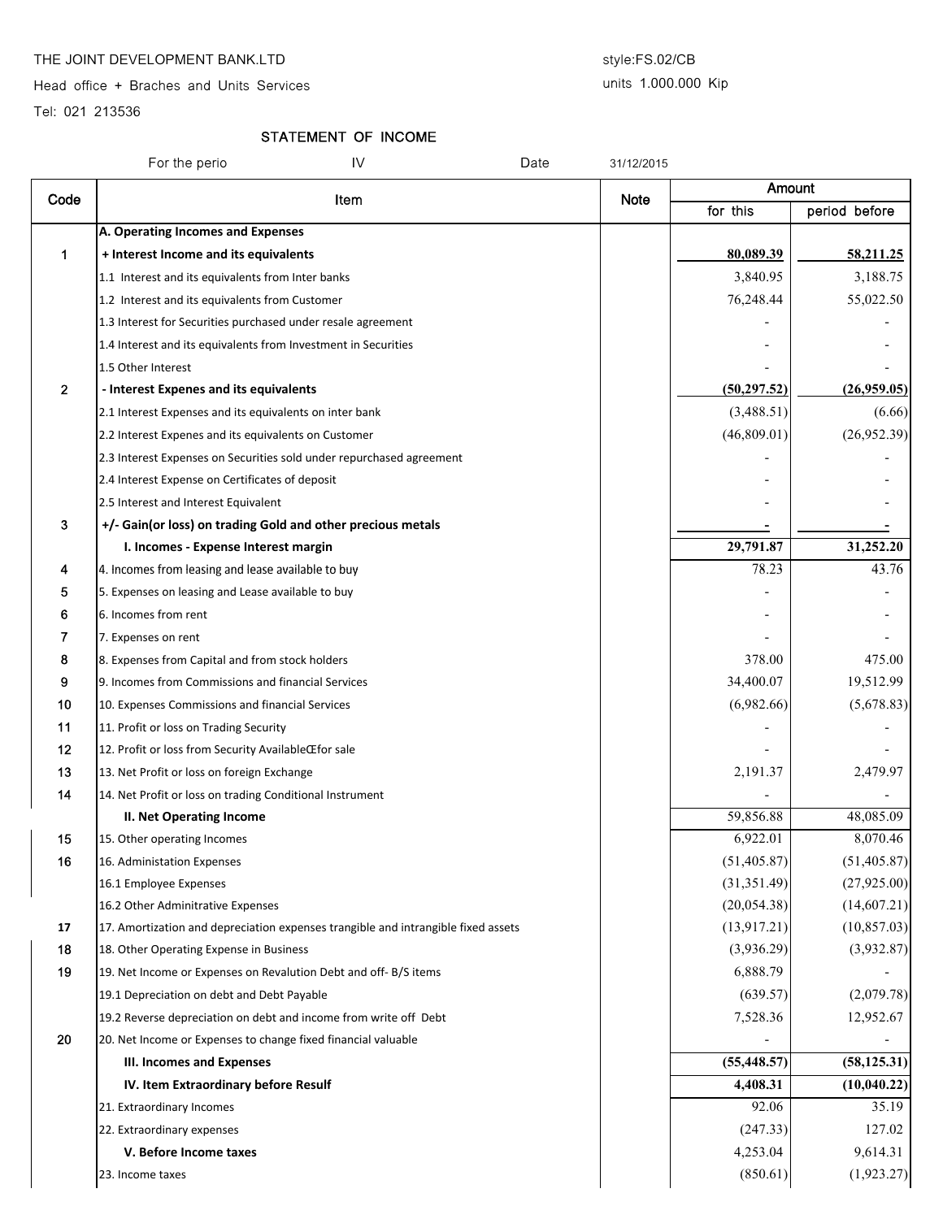THE JOINT DEVELOPMENT BANK.LTD

Head office + Braches and Units Services

Tel: 021 213536

style:FS.02/CB

units 1.000.000 Kip

## STATEMENT OF INCOME

For the perio IV Date 31/12/2015

| Code | Item | Note | Amount | |
|---|---|---|---|---|
| | | | for this | period before |
| | **A. Operating Incomes and Expenses** | | | |
| 1 | **+ Interest Income and its equivalents** | | **80,089.39** | **58,211.25** |
| | 1.1 Interest and its equivalents from Inter banks | | 3,840.95 | 3,188.75 |
| | 1.2 Interest and its equivalents from Customer | | 76,248.44 | 55,022.50 |
| | 1.3 Interest for Securities purchased under resale agreement | | - | - |
| | 1.4 Interest and its equivalents from Investment in Securities | | - | - |
| | 1.5 Other Interest | | - | - |
| 2 | **- Interest Expenes and its equivalents** | | **(50,297.52)** | **(26,959.05)** |
| | 2.1 Interest Expenses and its equivalents on inter bank | | (3,488.51) | (6.66) |
| | 2.2 Interest Expenes and its equivalents on Customer | | (46,809.01) | (26,952.39) |
| | 2.3 Interest Expenses on Securities sold under repurchased agreement | | - | - |
| | 2.4 Interest Expense on Certificates of deposit | | - | - |
| | 2.5 Interest and Interest Equivalent | | - | - |
| 3 | **+/- Gain(or loss) on trading Gold and other precious metals** | | **-** | **-** |
| | **I. Incomes - Expense Interest margin** | | **29,791.87** | **31,252.20** |
| 4 | 4. Incomes from leasing and lease available to buy | | 78.23 | 43.76 |
| 5 | 5. Expenses on leasing and Lease available to buy | | - | - |
| 6 | 6. Incomes from rent | | - | - |
| 7 | 7. Expenses on rent | | - | - |
| 8 | 8. Expenses from Capital and from stock holders | | 378.00 | 475.00 |
| 9 | 9. Incomes from Commissions and financial Services | | 34,400.07 | 19,512.99 |
| 10 | 10. Expenses Commissions and financial Services | | (6,982.66) | (5,678.83) |
| 11 | 11. Profit or loss on Trading Security | | - | - |
| 12 | 12. Profit or loss from Security AvailableŒfor sale | | - | - |
| 13 | 13. Net Profit or loss on foreign Exchange | | 2,191.37 | 2,479.97 |
| 14 | 14. Net Profit or loss on trading Conditional Instrument | | - | - |
| | **II. Net Operating Income** | | 59,856.88 | 48,085.09 |
| 15 | 15. Other operating Incomes | | 6,922.01 | 8,070.46 |
| 16 | 16. Administation Expenses | | (51,405.87) | (51,405.87) |
| | 16.1 Employee Expenses | | (31,351.49) | (27,925.00) |
| | 16.2 Other Admінitrative Expenses | | (20,054.38) | (14,607.21) |
| 17 | 17. Amortization and depreciation expenses trangible and intrangible fixed assets | | (13,917.21) | (10,857.03) |
| 18 | 18. Other Operating Expense in Business | | (3,936.29) | (3,932.87) |
| 19 | 19. Net Income or Expenses on Revalution Debt and off- B/S items | | 6,888.79 | - |
| | 19.1 Depreciation on debt and Debt Payable | | (639.57) | (2,079.78) |
| | 19.2 Reverse depreciation on debt and income from write off Debt | | 7,528.36 | 12,952.67 |
| 20 | 20. Net Income or Expenses to change fixed financial valuable | | - | - |
| | **III. Incomes and Expenses** | | **(55,448.57)** | **(58,125.31)** |
| | **IV. Item Extraordinary before Resulf** | | **4,408.31** | **(10,040.22)** |
| | 21. Extraordinary Incomes | | 92.06 | 35.19 |
| | 22. Extraordinary expenses | | (247.33) | 127.02 |
| | **V. Before Income taxes** | | 4,253.04 | 9,614.31 |
| | 23. Income taxes | | (850.61) | (1,923.27) |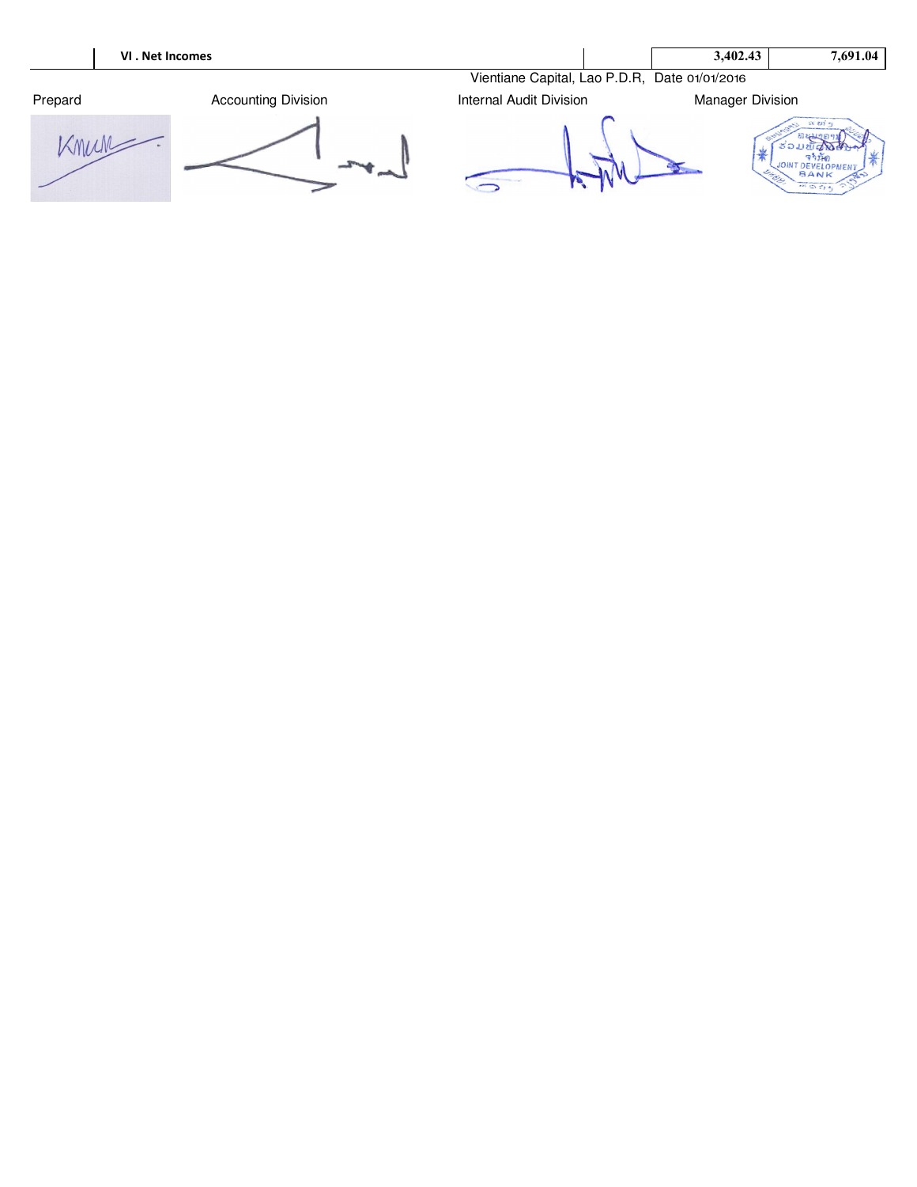|  | VI . Net Incomes |  | 3,402.43 | 7,691.04 |
| --- | --- | --- | --- | --- |

Vientiane Capital, Lao P.D.R, Date 01/01/2016

| Prepard | Accounting Division | Internal Audit Division | Manager Division |
| --- | --- | --- | --- |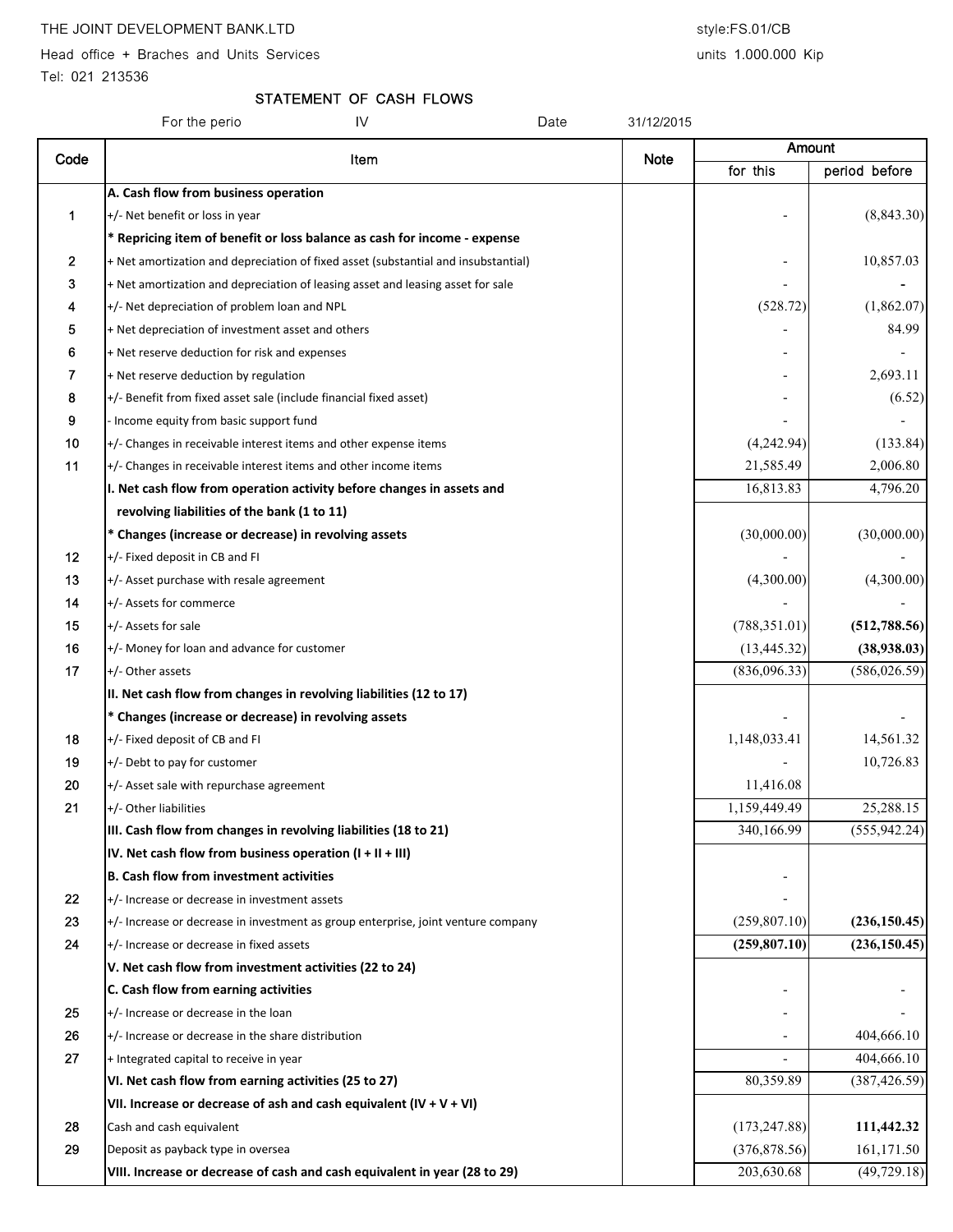THE JOINT DEVELOPMENT BANK.LTD

style:FS.01/CB

Head office + Braches and Units Services

units 1.000.000 Kip

Tel: 021 213536

## STATEMENT OF CASH FLOWS

For the perio IV Date 31/12/2015

| Code | Item | Note | Amount | |
|---|---|---|---|---|
| | | | for this | period before |
| | **A. Cash flow from business operation** | | | |
| 1 | +/- Net benefit or loss in year | | - | (8,843.30) |
| | **\* Repricing item of benefit or loss balance as cash for income - expense** | | | |
| 2 | + Net amortization and depreciation of fixed asset (substantial and insubstantial) | | - | 10,857.03 |
| 3 | + Net amortization and depreciation of leasing asset and leasing asset for sale | | - | - |
| 4 | +/- Net depreciation of problem loan and NPL | | (528.72) | (1,862.07) |
| 5 | + Net depreciation of investment asset and others | | - | 84.99 |
| 6 | + Net reserve deduction for risk and expenses | | - | - |
| 7 | + Net reserve deduction by regulation | | - | 2,693.11 |
| 8 | +/- Benefit from fixed asset sale (include financial fixed asset) | | - | (6.52) |
| 9 | - Income equity from basic support fund | | - | - |
| 10 | +/- Changes in receivable interest items and other expense items | | (4,242.94) | (133.84) |
| 11 | +/- Changes in receivable interest items and other income items | | 21,585.49 | 2,006.80 |
| | **I. Net cash flow from operation activity before changes in assets and revolving liabilities of the bank (1 to 11)** | | 16,813.83 | 4,796.20 |
| | **\* Changes (increase or decrease) in revolving assets** | | (30,000.00) | (30,000.00) |
| 12 | +/- Fixed deposit in CB and FI | | - | - |
| 13 | +/- Asset purchase with resale agreement | | (4,300.00) | (4,300.00) |
| 14 | +/- Assets for commerce | | - | - |
| 15 | +/- Assets for sale | | (788,351.01) | **(512,788.56)** |
| 16 | +/- Money for loan and advance for customer | | (13,445.32) | **(38,938.03)** |
| 17 | +/- Other assets | | (836,096.33) | (586,026.59) |
| | **II. Net cash flow from changes in revolving liabilities (12 to 17)** | | | |
| | **\* Changes (increase or decrease) in revolving assets** | | - | - |
| 18 | +/- Fixed deposit of CB and FI | | 1,148,033.41 | 14,561.32 |
| 19 | +/- Debt to pay for customer | | - | 10,726.83 |
| 20 | +/- Asset sale with repurchase agreement | | 11,416.08 | |
| 21 | +/- Other liabilities | | 1,159,449.49 | 25,288.15 |
| | **III. Cash flow from changes in revolving liabilities (18 to 21)** | | 340,166.99 | (555,942.24) |
| | **IV. Net cash flow from business operation (I + II + III)** | | | |
| | **B. Cash flow from investment activities** | | - | |
| 22 | +/- Increase or decrease in investment assets | | - | |
| 23 | +/- Increase or decrease in investment as group enterprise, joint venture company | | (259,807.10) | **(236,150.45)** |
| 24 | +/- Increase or decrease in fixed assets | | **(259,807.10)** | **(236,150.45)** |
| | **V. Net cash flow from investment activities (22 to 24)** | | | |
| | **C. Cash flow from earning activities** | | - | - |
| 25 | +/- Increase or decrease in the loan | | - | - |
| 26 | +/- Increase or decrease in the share distribution | | - | 404,666.10 |
| 27 | + Integrated capital to receive in year | | - | 404,666.10 |
| | **VI. Net cash flow from earning activities (25 to 27)** | | 80,359.89 | (387,426.59) |
| | **VII. Increase or decrease of ash and cash equivalent (IV + V + VI)** | | | |
| 28 | Cash and cash equivalent | | (173,247.88) | **111,442.32** |
| 29 | Deposit as payback type in oversea | | (376,878.56) | 161,171.50 |
| | **VIII. Increase or decrease of cash and cash equivalent in year (28 to 29)** | | 203,630.68 | (49,729.18) |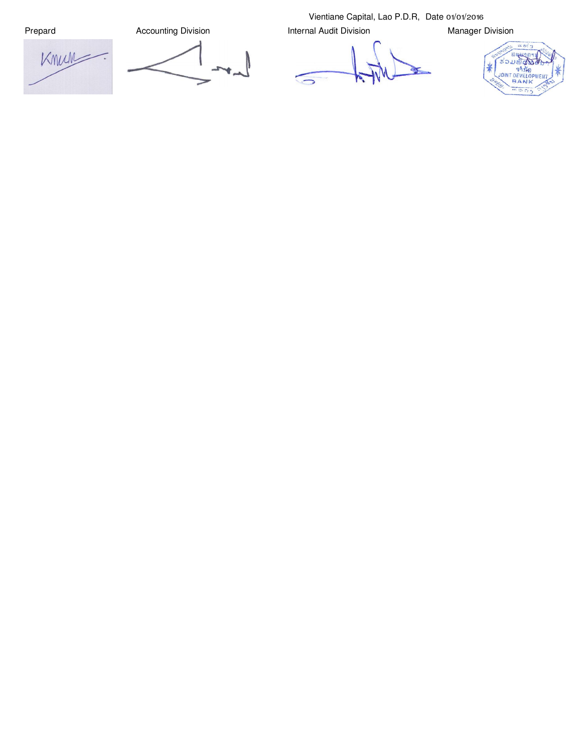Vientiane Capital, Lao P.D.R, Date 01/01/2016

| Prepard | Accounting Division | Internal Audit Division | Manager Division |
| --- | --- | --- | --- |